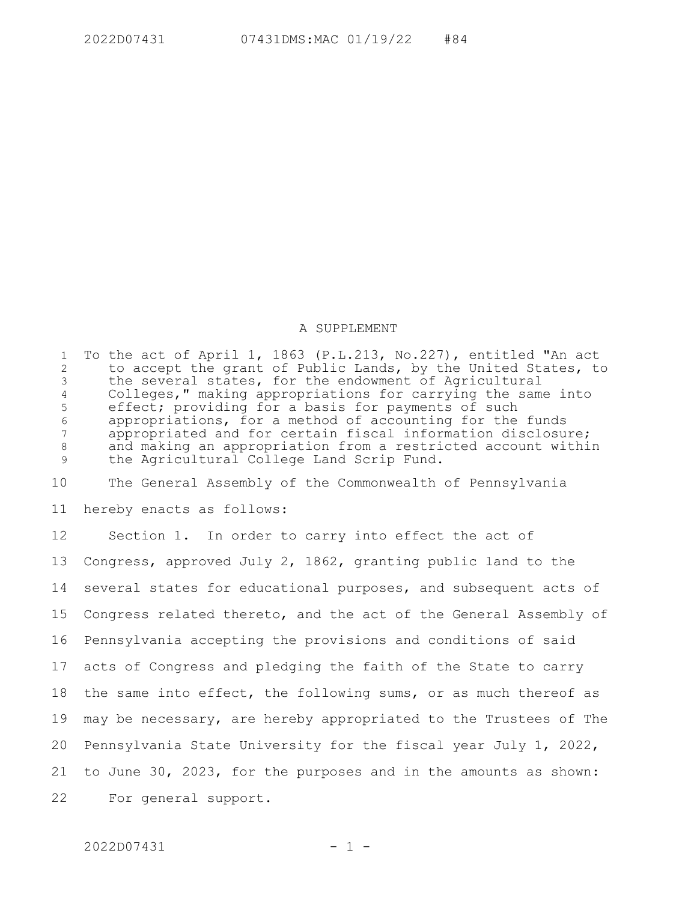A SUPPLEMENT

To the act of April 1, 1863 (P.L.213, No.227), entitled "An act to accept the grant of Public Lands, by the United States, to the several states, for the endowment of Agricultural Colleges," making appropriations for carrying the same into effect; providing for a basis for payments of such appropriations, for a method of accounting for the funds appropriated and for certain fiscal information disclosure; and making an appropriation from a restricted account within the Agricultural College Land Scrip Fund.

The General Assembly of the Commonwealth of Pennsylvania hereby enacts as follows:

Section 1. In order to carry into effect the act of Congress, approved July 2, 1862, granting public land to the several states for educational purposes, and subsequent acts of Congress related thereto, and the act of the General Assembly of Pennsylvania accepting the provisions and conditions of said acts of Congress and pledging the faith of the State to carry the same into effect, the following sums, or as much thereof as may be necessary, are hereby appropriated to the Trustees of The Pennsylvania State University for the fiscal year July 1, 2022, to June 30, 2023, for the purposes and in the amounts as shown:

For general support.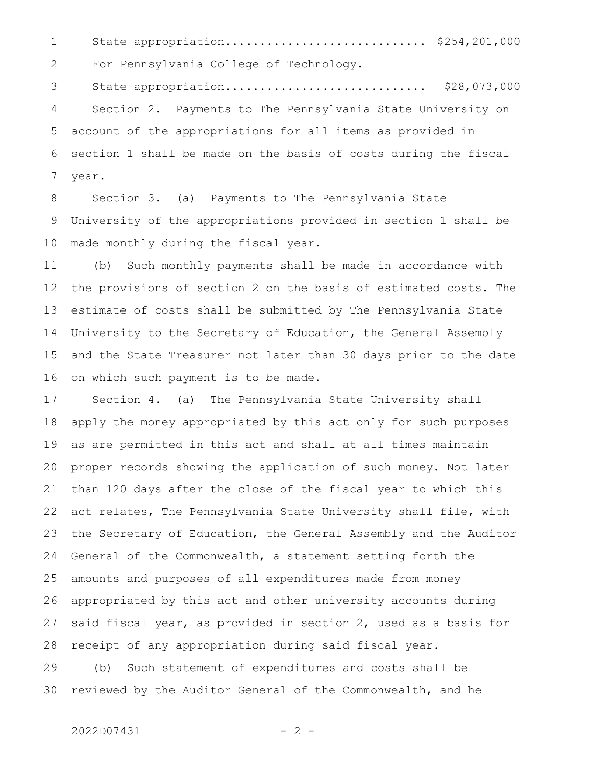State appropriation............................ $254,201,000

For Pennsylvania College of Technology.

State appropriation............................ $28,073,000

Section 2. Payments to The Pennsylvania State University on account of the appropriations for all items as provided in section 1 shall be made on the basis of costs during the fiscal year.

Section 3. (a) Payments to The Pennsylvania State University of the appropriations provided in section 1 shall be made monthly during the fiscal year.

(b) Such monthly payments shall be made in accordance with the provisions of section 2 on the basis of estimated costs. The estimate of costs shall be submitted by The Pennsylvania State University to the Secretary of Education, the General Assembly and the State Treasurer not later than 30 days prior to the date on which such payment is to be made.

Section 4. (a) The Pennsylvania State University shall apply the money appropriated by this act only for such purposes as are permitted in this act and shall at all times maintain proper records showing the application of such money. Not later than 120 days after the close of the fiscal year to which this act relates, The Pennsylvania State University shall file, with the Secretary of Education, the General Assembly and the Auditor General of the Commonwealth, a statement setting forth the amounts and purposes of all expenditures made from money appropriated by this act and other university accounts during said fiscal year, as provided in section 2, used as a basis for receipt of any appropriation during said fiscal year.

(b) Such statement of expenditures and costs shall be reviewed by the Auditor General of the Commonwealth, and he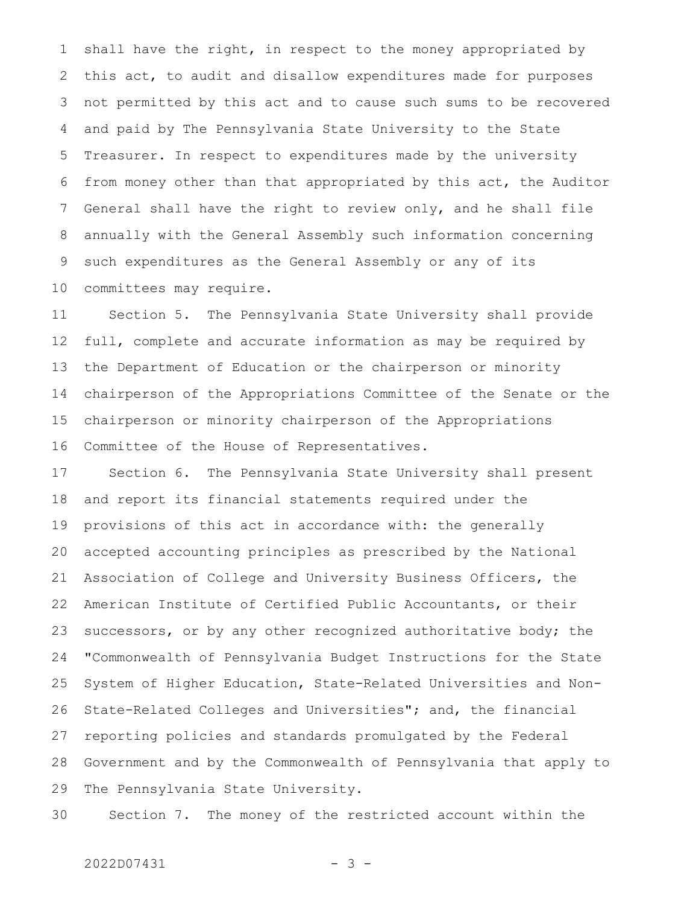shall have the right, in respect to the money appropriated by this act, to audit and disallow expenditures made for purposes not permitted by this act and to cause such sums to be recovered and paid by The Pennsylvania State University to the State Treasurer. In respect to expenditures made by the university from money other than that appropriated by this act, the Auditor General shall have the right to review only, and he shall file annually with the General Assembly such information concerning such expenditures as the General Assembly or any of its committees may require.

Section 5. The Pennsylvania State University shall provide full, complete and accurate information as may be required by the Department of Education or the chairperson or minority chairperson of the Appropriations Committee of the Senate or the chairperson or minority chairperson of the Appropriations Committee of the House of Representatives.

Section 6. The Pennsylvania State University shall present and report its financial statements required under the provisions of this act in accordance with: the generally accepted accounting principles as prescribed by the National Association of College and University Business Officers, the American Institute of Certified Public Accountants, or their successors, or by any other recognized authoritative body; the "Commonwealth of Pennsylvania Budget Instructions for the State System of Higher Education, State-Related Universities and Non-State-Related Colleges and Universities"; and, the financial reporting policies and standards promulgated by the Federal Government and by the Commonwealth of Pennsylvania that apply to The Pennsylvania State University.

Section 7. The money of the restricted account within the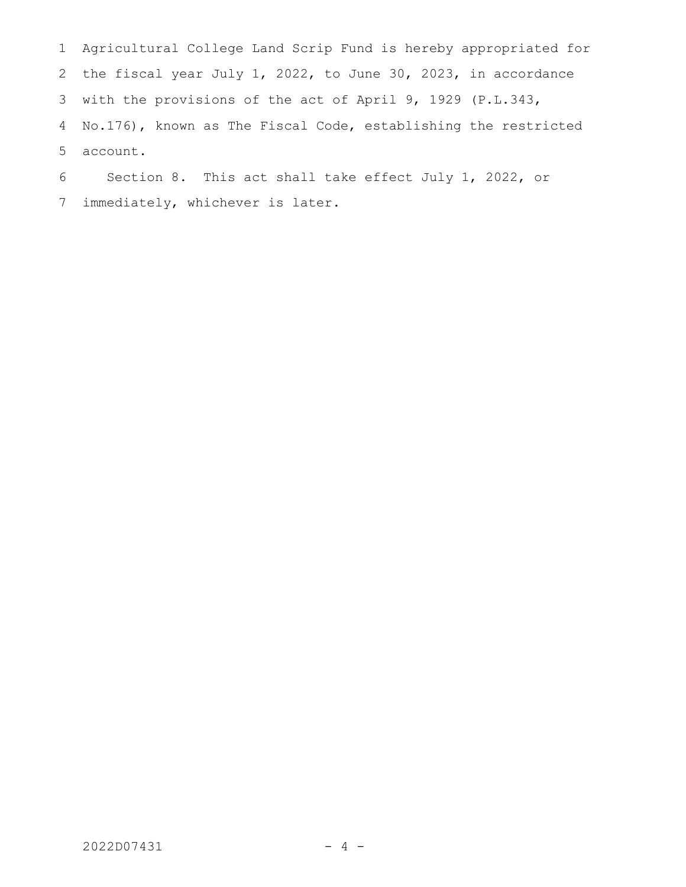Agricultural College Land Scrip Fund is hereby appropriated for the fiscal year July 1, 2022, to June 30, 2023, in accordance with the provisions of the act of April 9, 1929 (P.L.343, No.176), known as The Fiscal Code, establishing the restricted account.

Section 8. This act shall take effect July 1, 2022, or immediately, whichever is later.